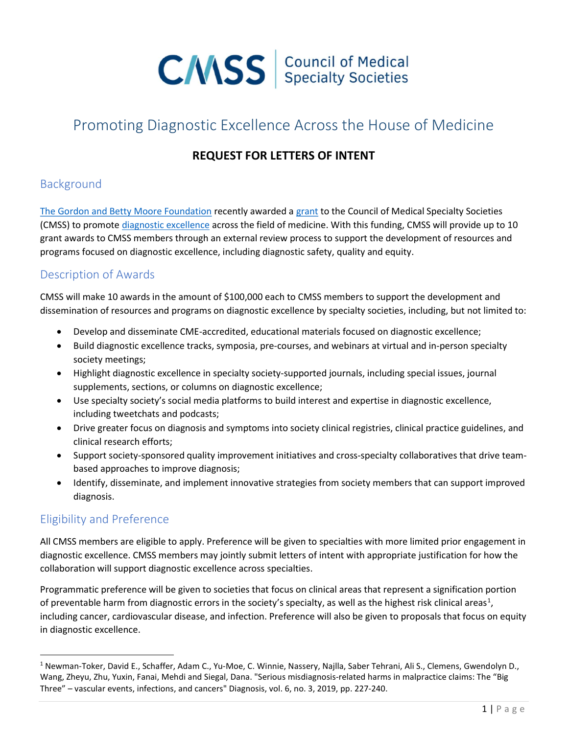CMSS | Council of Medical Specialty Societies

# Promoting Diagnostic Excellence Across the House of Medicine

## REQUEST FOR LETTERS OF INTENT

## Background

The Gordon and Betty Moore Foundation recently awarded a grant to the Council of Medical Specialty Societies (CMSS) to promote diagnostic excellence across the field of medicine. With this funding, CMSS will provide up to 10 grant awards to CMSS members through an external review process to support the development of resources and programs focused on diagnostic excellence, including diagnostic safety, quality and equity.

## Description of Awards

CMSS will make 10 awards in the amount of $100,000 each to CMSS members to support the development and dissemination of resources and programs on diagnostic excellence by specialty societies, including, but not limited to:

- Develop and disseminate CME-accredited, educational materials focused on diagnostic excellence;
- Build diagnostic excellence tracks, symposia, pre-courses, and webinars at virtual and in-person specialty society meetings;
- Highlight diagnostic excellence in specialty society-supported journals, including special issues, journal supplements, sections, or columns on diagnostic excellence;
- Use specialty society's social media platforms to build interest and expertise in diagnostic excellence, including tweetchats and podcasts;
- Drive greater focus on diagnosis and symptoms into society clinical registries, clinical practice guidelines, and clinical research efforts;
- Support society-sponsored quality improvement initiatives and cross-specialty collaboratives that drive team-based approaches to improve diagnosis;
- Identify, disseminate, and implement innovative strategies from society members that can support improved diagnosis.

## Eligibility and Preference

All CMSS members are eligible to apply. Preference will be given to specialties with more limited prior engagement in diagnostic excellence. CMSS members may jointly submit letters of intent with appropriate justification for how the collaboration will support diagnostic excellence across specialties.

Programmatic preference will be given to societies that focus on clinical areas that represent a signification portion of preventable harm from diagnostic errors in the society's specialty, as well as the highest risk clinical areas[1], including cancer, cardiovascular disease, and infection. Preference will also be given to proposals that focus on equity in diagnostic excellence.

---

[1] Newman-Toker, David E., Schaffer, Adam C., Yu-Moe, C. Winnie, Nassery, Najlla, Saber Tehrani, Ali S., Clemens, Gwendolyn D., Wang, Zheyu, Zhu, Yuxin, Fanai, Mehdi and Siegal, Dana. "Serious misdiagnosis-related harms in malpractice claims: The "Big Three" – vascular events, infections, and cancers" Diagnosis, vol. 6, no. 3, 2019, pp. 227-240.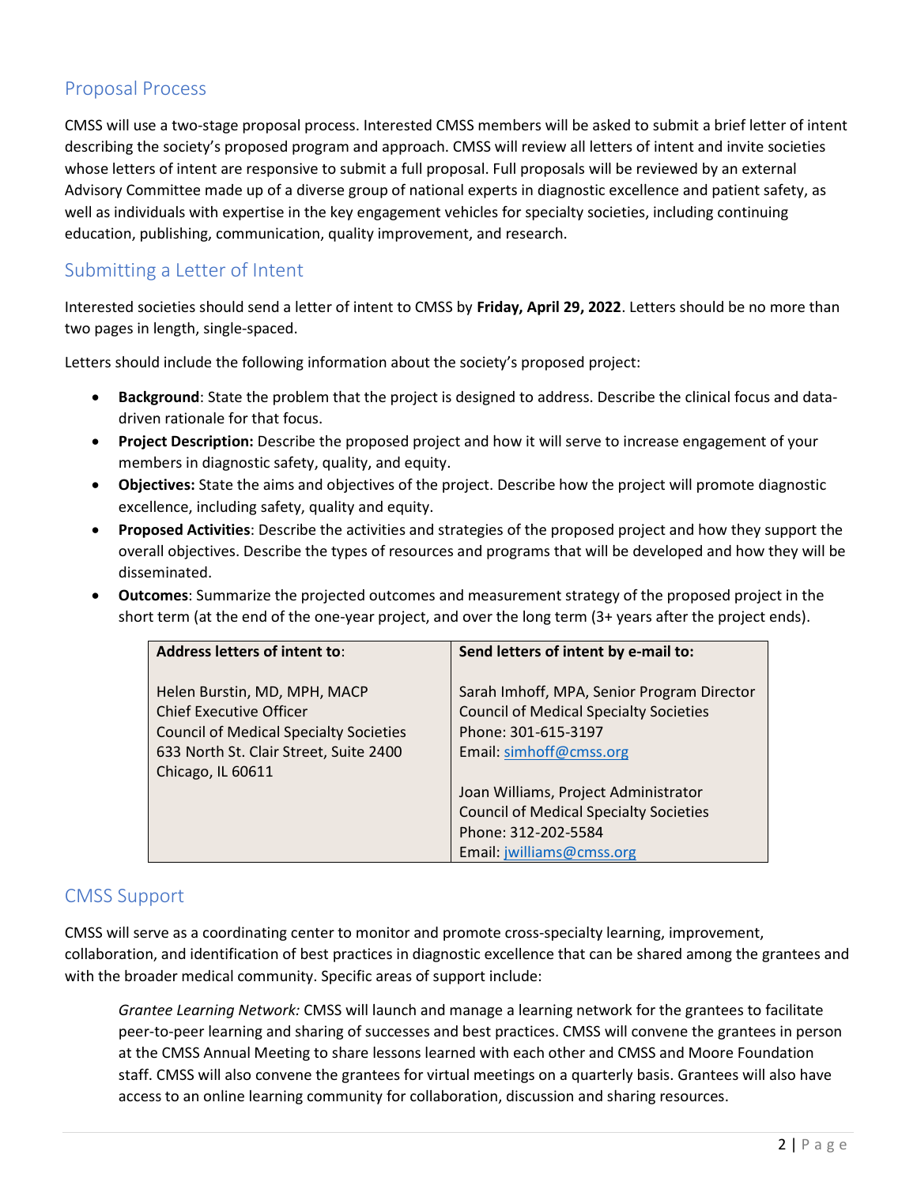## Proposal Process

CMSS will use a two-stage proposal process. Interested CMSS members will be asked to submit a brief letter of intent describing the society's proposed program and approach. CMSS will review all letters of intent and invite societies whose letters of intent are responsive to submit a full proposal. Full proposals will be reviewed by an external Advisory Committee made up of a diverse group of national experts in diagnostic excellence and patient safety, as well as individuals with expertise in the key engagement vehicles for specialty societies, including continuing education, publishing, communication, quality improvement, and research.

## Submitting a Letter of Intent

Interested societies should send a letter of intent to CMSS by **Friday, April 29, 2022**. Letters should be no more than two pages in length, single-spaced.

Letters should include the following information about the society's proposed project:

- **Background**: State the problem that the project is designed to address. Describe the clinical focus and data-driven rationale for that focus.
- **Project Description:** Describe the proposed project and how it will serve to increase engagement of your members in diagnostic safety, quality, and equity.
- **Objectives:** State the aims and objectives of the project. Describe how the project will promote diagnostic excellence, including safety, quality and equity.
- **Proposed Activities**: Describe the activities and strategies of the proposed project and how they support the overall objectives. Describe the types of resources and programs that will be developed and how they will be disseminated.
- **Outcomes**: Summarize the projected outcomes and measurement strategy of the proposed project in the short term (at the end of the one-year project, and over the long term (3+ years after the project ends).

| **Address letters of intent to**: | **Send letters of intent by e-mail to:** |
|---|---|
| Helen Burstin, MD, MPH, MACP<br>Chief Executive Officer<br>Council of Medical Specialty Societies<br>633 North St. Clair Street, Suite 2400<br>Chicago, IL 60611 | Sarah Imhoff, MPA, Senior Program Director<br>Council of Medical Specialty Societies<br>Phone: 301-615-3197<br>Email: simhoff@cmss.org<br><br>Joan Williams, Project Administrator<br>Council of Medical Specialty Societies<br>Phone: 312-202-5584<br>Email: jwilliams@cmss.org |

## CMSS Support

CMSS will serve as a coordinating center to monitor and promote cross-specialty learning, improvement, collaboration, and identification of best practices in diagnostic excellence that can be shared among the grantees and with the broader medical community. Specific areas of support include:

> *Grantee Learning Network:* CMSS will launch and manage a learning network for the grantees to facilitate peer-to-peer learning and sharing of successes and best practices. CMSS will convene the grantees in person at the CMSS Annual Meeting to share lessons learned with each other and CMSS and Moore Foundation staff. CMSS will also convene the grantees for virtual meetings on a quarterly basis. Grantees will also have access to an online learning community for collaboration, discussion and sharing resources.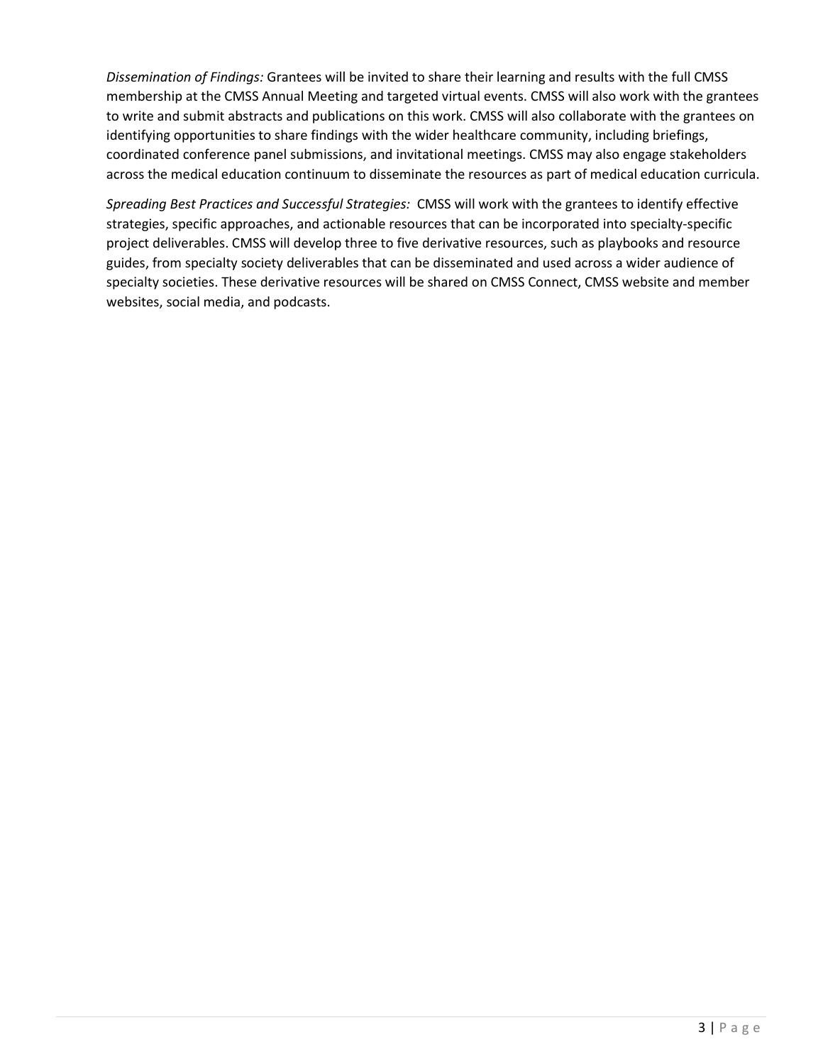*Dissemination of Findings:* Grantees will be invited to share their learning and results with the full CMSS membership at the CMSS Annual Meeting and targeted virtual events. CMSS will also work with the grantees to write and submit abstracts and publications on this work. CMSS will also collaborate with the grantees on identifying opportunities to share findings with the wider healthcare community, including briefings, coordinated conference panel submissions, and invitational meetings. CMSS may also engage stakeholders across the medical education continuum to disseminate the resources as part of medical education curricula.

*Spreading Best Practices and Successful Strategies:* CMSS will work with the grantees to identify effective strategies, specific approaches, and actionable resources that can be incorporated into specialty-specific project deliverables. CMSS will develop three to five derivative resources, such as playbooks and resource guides, from specialty society deliverables that can be disseminated and used across a wider audience of specialty societies. These derivative resources will be shared on CMSS Connect, CMSS website and member websites, social media, and podcasts.